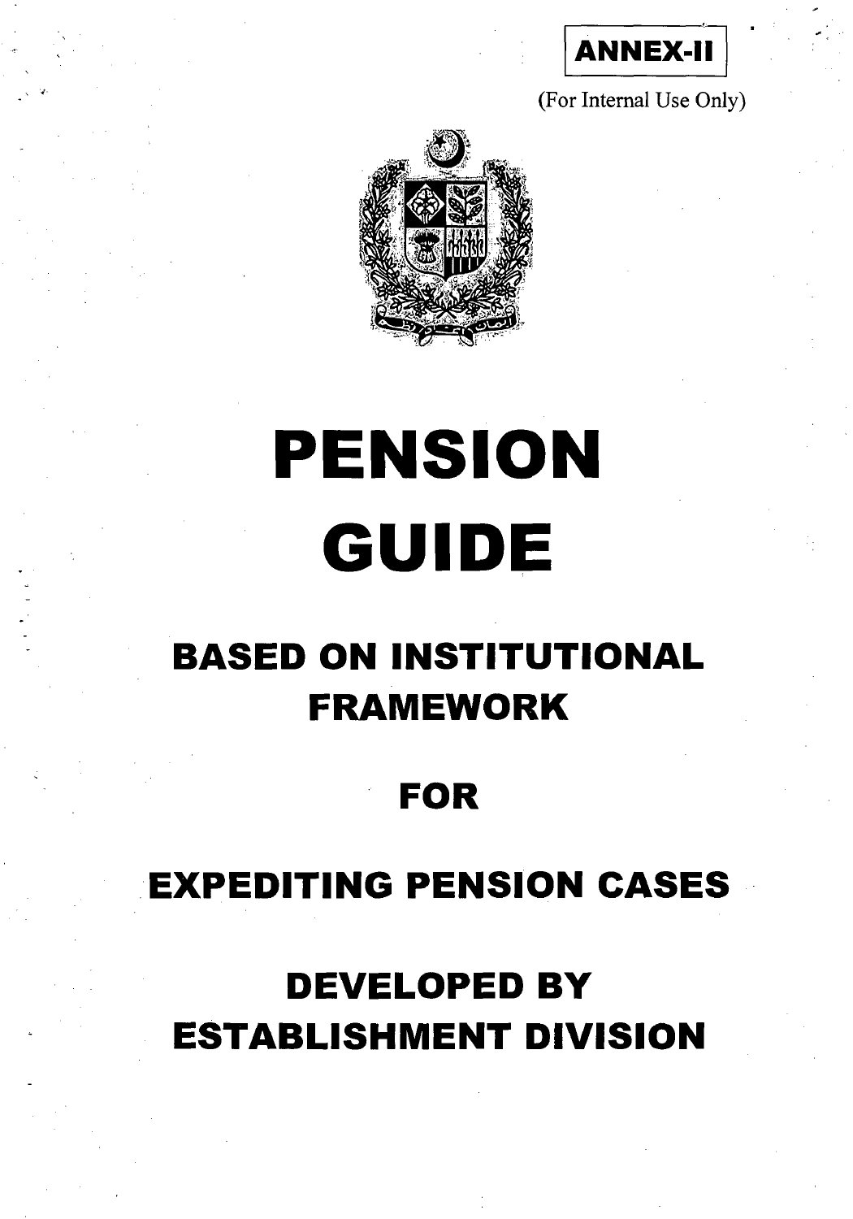**ANNEX-II**

(For Internal Use Only)

# PENSION GUIDE

## BASED ON INSTITUTIONAL FRAMEWORK

## FOR

## EXPEDITING PENSION CASES

## DEVELOPED BY ESTABLISHMENT DIVISION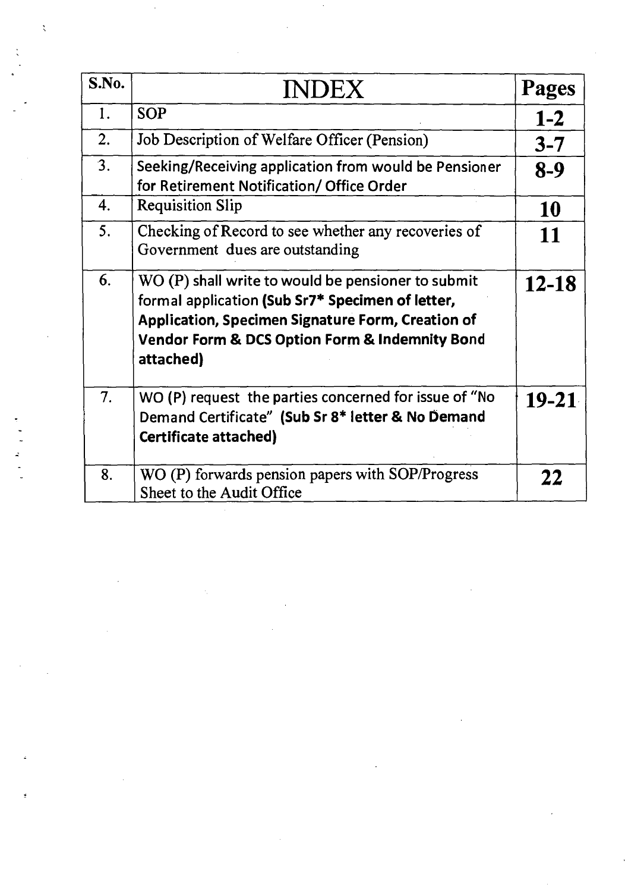| S.No. | INDEX | Pages |
|---|---|---|
| 1. | SOP | **1-2** |
| 2. | Job Description of Welfare Officer (Pension) | **3-7** |
| 3. | Seeking/Receiving application from would be Pensioner for Retirement Notification/ Office Order | **8-9** |
| 4. | Requisition Slip | **10** |
| 5. | Checking of Record to see whether any recoveries of Government dues are outstanding | **11** |
| 6. | WO (P) shall write to would be pensioner to submit formal application **(Sub Sr7* Specimen of letter, Application, Specimen Signature Form, Creation of Vendor Form & DCS Option Form & Indemnity Bond attached)** | **12-18** |
| 7. | WO (P) request the parties concerned for issue of "No Demand Certificate" **(Sub Sr 8* letter & No Demand Certificate attached)** | **19-21** |
| 8. | WO (P) forwards pension papers with SOP/Progress Sheet to the Audit Office | **22** |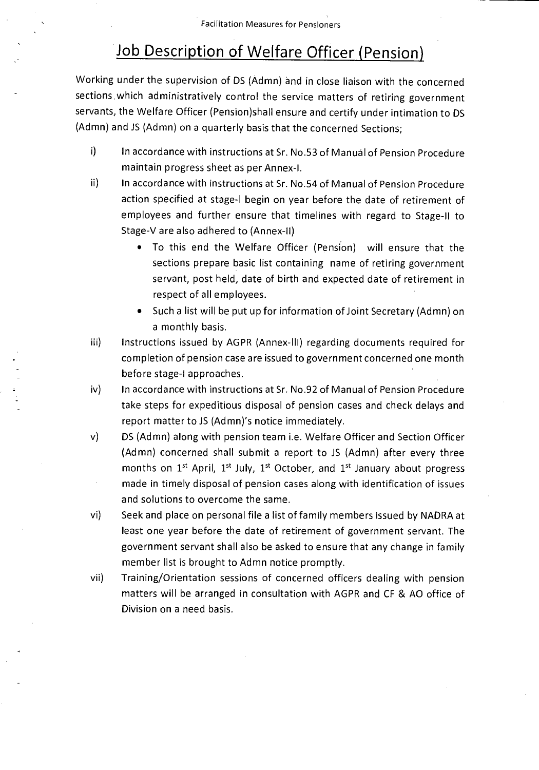# Job Description of Welfare Officer (Pension)

Working under the supervision of DS (Admn) and in close liaison with the concerned sections which administratively control the service matters of retiring government servants, the Welfare Officer (Pension)shall ensure and certify under intimation to DS (Admn) and JS (Admn) on a quarterly basis that the concerned Sections;

i) In accordance with instructions at Sr. No.53 of Manual of Pension Procedure maintain progress sheet as per Annex-I.

ii) In accordance with instructions at Sr. No.54 of Manual of Pension Procedure action specified at stage-I begin on year before the date of retirement of employees and further ensure that timelines with regard to Stage-II to Stage-V are also adhered to (Annex-II)

- To this end the Welfare Officer (Pension) will ensure that the sections prepare basic list containing name of retiring government servant, post held, date of birth and expected date of retirement in respect of all employees.
- Such a list will be put up for information of Joint Secretary (Admn) on a monthly basis.

iii) Instructions issued by AGPR (Annex-III) regarding documents required for completion of pension case are issued to government concerned one month before stage-I approaches.

iv) In accordance with instructions at Sr. No.92 of Manual of Pension Procedure take steps for expeditious disposal of pension cases and check delays and report matter to JS (Admn)'s notice immediately.

v) DS (Admn) along with pension team i.e. Welfare Officer and Section Officer (Admn) concerned shall submit a report to JS (Admn) after every three months on 1st April, 1st July, 1st October, and 1st January about progress made in timely disposal of pension cases along with identification of issues and solutions to overcome the same.

vi) Seek and place on personal file a list of family members issued by NADRA at least one year before the date of retirement of government servant. The government servant shall also be asked to ensure that any change in family member list is brought to Admn notice promptly.

vii) Training/Orientation sessions of concerned officers dealing with pension matters will be arranged in consultation with AGPR and CF & AO office of Division on a need basis.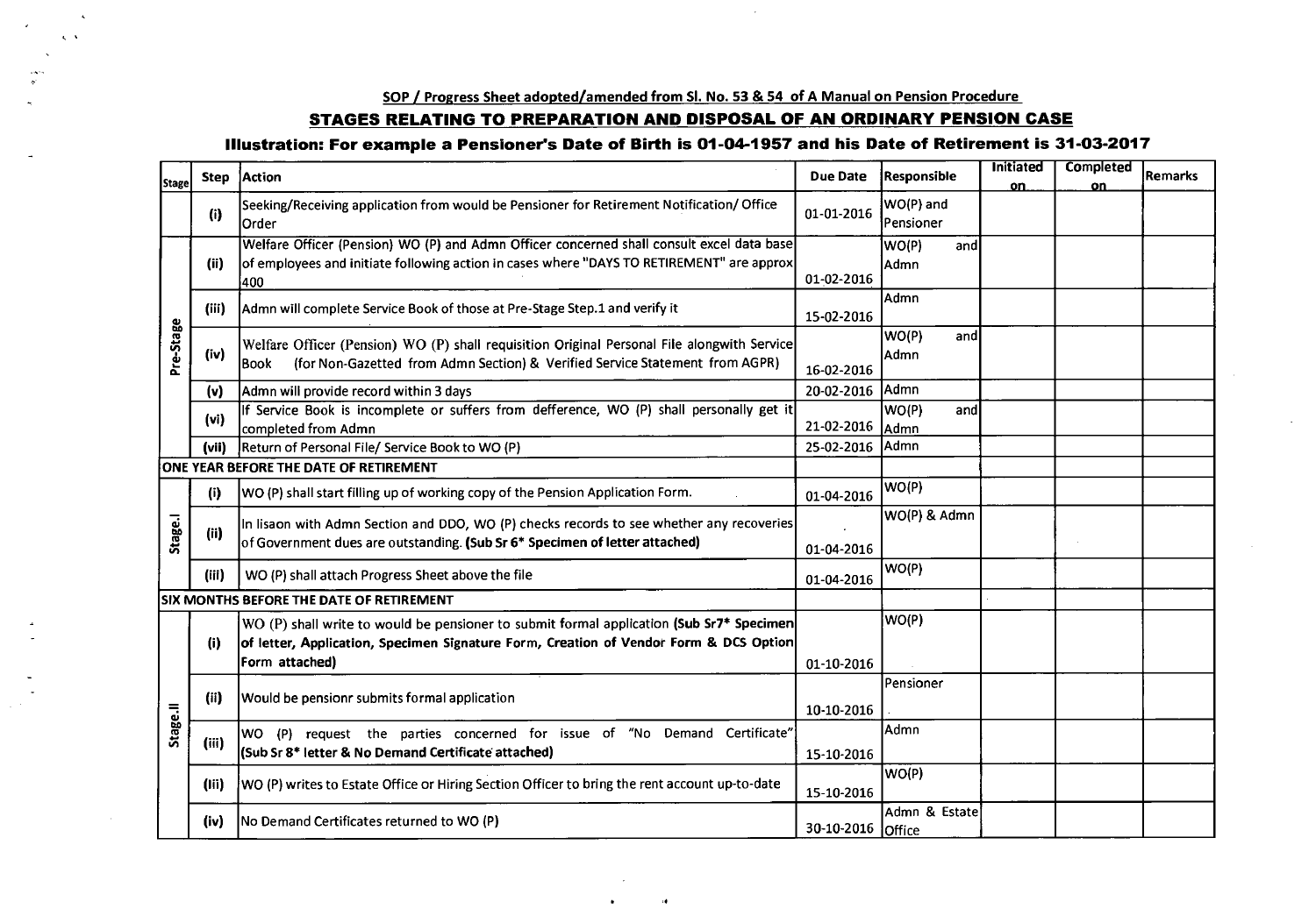SOP / Progress Sheet adopted/amended from Sl. No. 53 & 54 of A Manual on Pension Procedure

## STAGES RELATING TO PREPARATION AND DISPOSAL OF AN ORDINARY PENSION CASE

### Illustration: For example a Pensioner's Date of Birth is 01-04-1957 and his Date of Retirement is 31-03-2017

| Stage | Step | Action | Due Date | Responsible | Initiated on | Completed on | Remarks |
|---|---|---|---|---|---|---|---|
| | (i) | Seeking/Receiving application from would be Pensioner for Retirement Notification/ Office Order | 01-01-2016 | WO(P) and Pensioner | | | |
| Pre-Stage | (ii) | Welfare Officer (Pension) WO (P) and Admn Officer concerned shall consult excel data base of employees and initiate following action in cases where "DAYS TO RETIREMENT" are approx 400 | 01-02-2016 | WO(P) and Admn | | | |
| | (iii) | Admn will complete Service Book of those at Pre-Stage Step.1 and verify it | 15-02-2016 | Admn | | | |
| | (iv) | Welfare Officer (Pension) WO (P) shall requisition Original Personal File alongwith Service Book (for Non-Gazetted from Admn Section) & Verified Service Statement from AGPR) | 16-02-2016 | WO(P) and Admn | | | |
| | (v) | Admn will provide record within 3 days | 20-02-2016 | Admn | | | |
| | (vi) | If Service Book is incomplete or suffers from defference, WO (P) shall personally get it completed from Admn | 21-02-2016 | WO(P) and Admn | | | |
| | (vii) | Return of Personal File/ Service Book to WO (P) | 25-02-2016 | Admn | | | |
| **ONE YEAR BEFORE THE DATE OF RETIREMENT** | | | | | | | |
| Stage.I | (i) | WO (P) shall start filling up of working copy of the Pension Application Form. | 01-04-2016 | WO(P) | | | |
| | (ii) | In lisaon with Admn Section and DDO, WO (P) checks records to see whether any recoveries of Government dues are outstanding. **(Sub Sr 6* Specimen of letter attached)** | 01-04-2016 | WO(P) & Admn | | | |
| | (iii) | WO (P) shall attach Progress Sheet above the file | 01-04-2016 | WO(P) | | | |
| **SIX MONTHS BEFORE THE DATE OF RETIREMENT** | | | | | | | |
| Stage.II | (i) | WO (P) shall write to would be pensioner to submit formal application **(Sub Sr7* Specimen of letter, Application, Specimen Signature Form, Creation of Vendor Form & DCS Option Form attached)** | 01-10-2016 | WO(P) | | | |
| | (ii) | Would be pensionr submits formal application | 10-10-2016 | Pensioner | | | |
| | (iii) | WO (P) request the parties concerned for issue of "No Demand Certificate" **(Sub Sr 8* letter & No Demand Certificate attached)** | 15-10-2016 | Admn | | | |
| | (iii) | WO (P) writes to Estate Office or Hiring Section Officer to bring the rent account up-to-date | 15-10-2016 | WO(P) | | | |
| | (iv) | No Demand Certificates returned to WO (P) | 30-10-2016 | Admn & Estate Office | | | |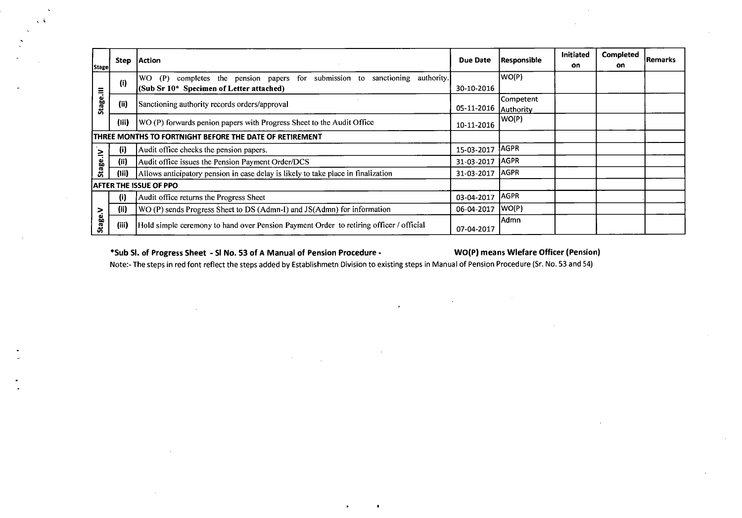| Stage | Step | Action | Due Date | Responsible | Initiated on | Completed on | Remarks |
|---|---|---|---|---|---|---|---|
| Stage.III | (i) | WO (P) completes the pension papers for submission to sanctioning authority. **(Sub Sr 10* Specimen of Letter attached)** | 30-10-2016 | WO(P) | | | |
| | (ii) | Sanctioning authority records orders/approval | 05-11-2016 | Competent Authority | | | |
| | (iii) | WO (P) forwards penion papers with Progress Sheet to the Audit Office | 10-11-2016 | WO(P) | | | |
| **THREE MONTHS TO FORTNIGHT BEFORE THE DATE OF RETIREMENT** | | | | | | | |
| Stage.IV | (i) | Audit office checks the pension papers. | 15-03-2017 | AGPR | | | |
| | (ii) | Audit office issues the Pension Payment Order/DCS | 31-03-2017 | AGPR | | | |
| | (iii) | Allows anticipatory pension in case delay is likely to take place in finalization | 31-03-2017 | AGPR | | | |
| **AFTER THE ISSUE OF PPO** | | | | | | | |
| Stage.V | (i) | Audit office returns the Progress Sheet | 03-04-2017 | AGPR | | | |
| | (ii) | WO (P) sends Progress Sheet to DS (Admn-I) and JS(Admn) for information | 06-04-2017 | WO(P) | | | |
| | (iii) | Hold simple ceremony to hand over Pension Payment Order to retiring officer / official | 07-04-2017 | Admn | | | |

**\*Sub Sl. of Progress Sheet - Sl No. 53 of A Manual of Pension Procedure -** **WO(P) means Wlefare Officer (Pension)**

Note:- The steps in red font reflect the steps added by Establishmetn Division to existing steps in Manual of Pension Procedure (Sr. No. 53 and 54)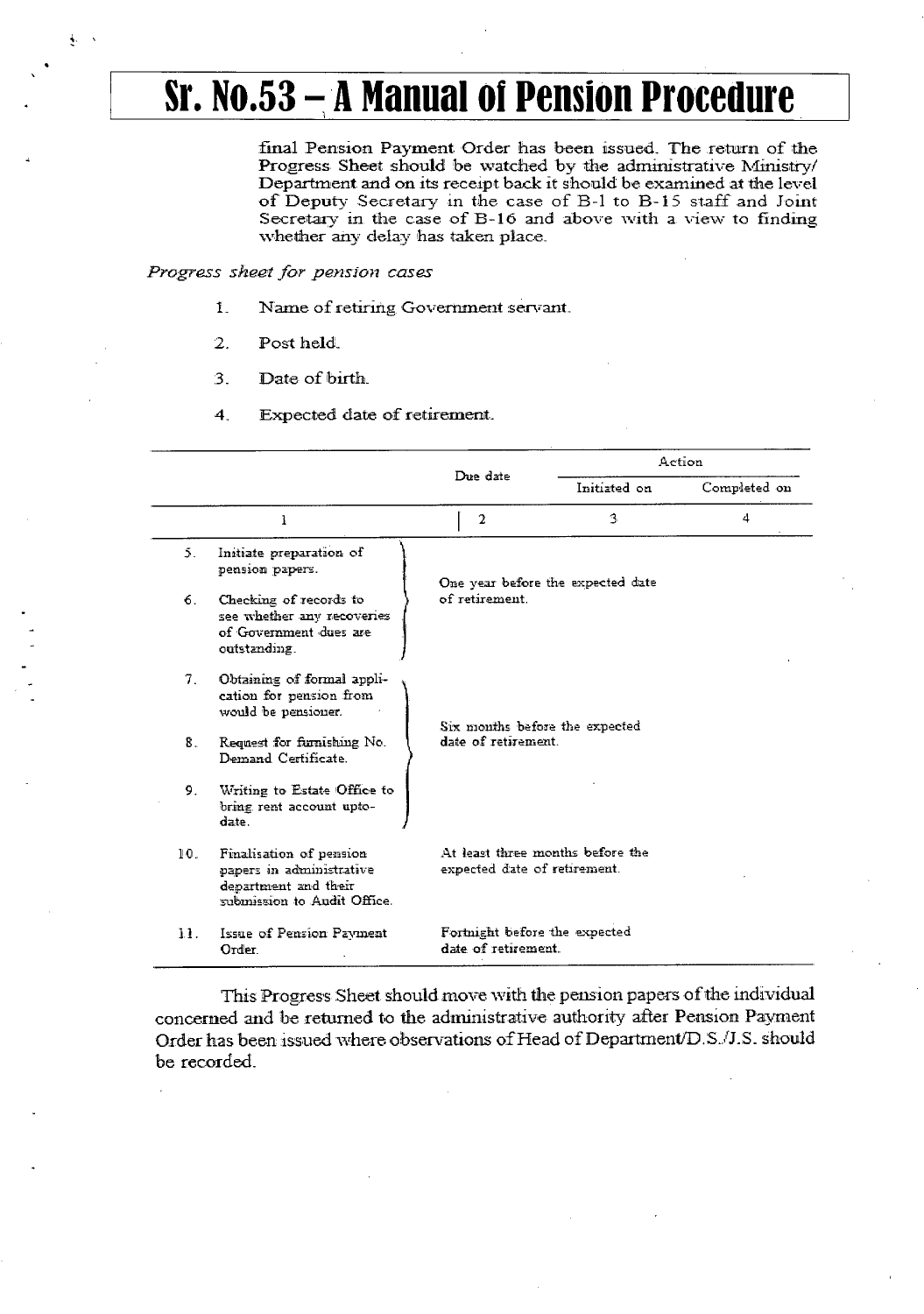final Pension Payment Order has been issued. The return of the Progress Sheet should be watched by the administrative Ministry/ Department and on its receipt back it should be examined at the level of Deputy Secretary in the case of B-1 to B-15 staff and Joint Secretary in the case of B-16 and above with a view to finding whether any delay has taken place.

*Progress sheet for pension cases*

1. Name of retiring Government servant.
2. Post held.
3. Date of birth.
4. Expected date of retirement.

| | Due date | Action | |
|---|---|---|---|
| | | Initiated on | Completed on |
| 1 | 2 | 3 | 4 |
| 5. Initiate preparation of pension papers. | One year before the expected date of retirement. | | |
| 6. Checking of records to see whether any recoveries of Government dues are outstanding. | One year before the expected date of retirement. | | |
| 7. Obtaining of formal application for pension from would be pensioner. | Six months before the expected date of retirement. | | |
| 8. Request for furnishing No. Demand Certificate. | Six months before the expected date of retirement. | | |
| 9. Writing to Estate Office to bring rent account upto-date. | Six months before the expected date of retirement. | | |
| 10. Finalisation of pension papers in administrative department and their submission to Audit Office. | At least three months before the expected date of retirement. | | |
| 11. Issue of Pension Payment Order. | Fortnight before the expected date of retirement. | | |

This Progress Sheet should move with the pension papers of the individual concerned and be returned to the administrative authority after Pension Payment Order has been issued where observations of Head of Department/D.S./J.S. should be recorded.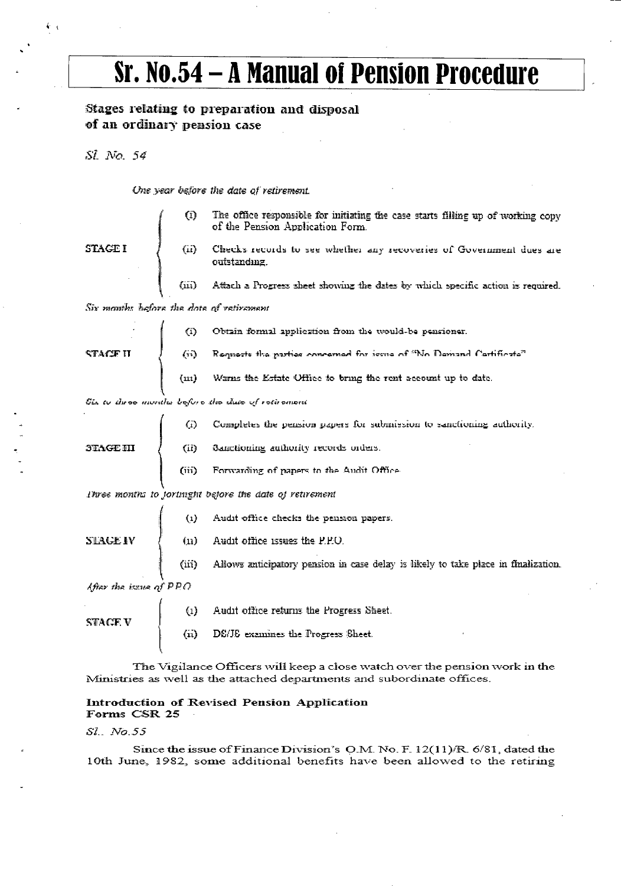# Sr. No.54 – A Manual of Pension Procedure

### Stages relating to preparation and disposal of an ordinary pension case

*Sl. No. 54*

*One year before the date of retirement.*

**STAGE I**

- (i) The office responsible for initiating the case starts filling up of working copy of the Pension Application Form.
- (ii) Checks records to see whether any recoveries of Government dues are outstanding.
- (iii) Attach a Progress sheet showing the dates by which specific action is required.

*Six months before the date of retirement*

**STAGE II**

- (i) Obtain formal application from the would-be pensioner.
- (ii) Requests the parties concerned for issue of "No Demand Certificate"
- (iii) Warns the Estate Office to bring the rent account up to date.

*Six to three months before the date of retirement*

**STAGE III**

- (i) Completes the pension papers for submission to sanctioning authority.
- (ii) Sanctioning authority records orders.
- (iii) Forwarding of papers to the Audit Office.

*Three months to fortnight before the date of retirement*

**STAGE IV**

- (i) Audit office checks the pension papers.
- (ii) Audit office issues the P.P.O.
- (iii) Allows anticipatory pension in case delay is likely to take place in finalization.

*After the issue of PPO*

**STAGE V**

- (i) Audit office returns the Progress Sheet.
- (ii) DS/JS examines the Progress Sheet.

The Vigilance Officers will keep a close watch over the pension work in the Ministries as well as the attached departments and subordinate offices.

### Introduction of Revised Pension Application Forms CSR 25

*Sl.. No.55*

Since the issue of Finance Division's O.M. No. F. 12(11)/R. 6/81, dated the 10th June, 1982, some additional benefits have been allowed to the retiring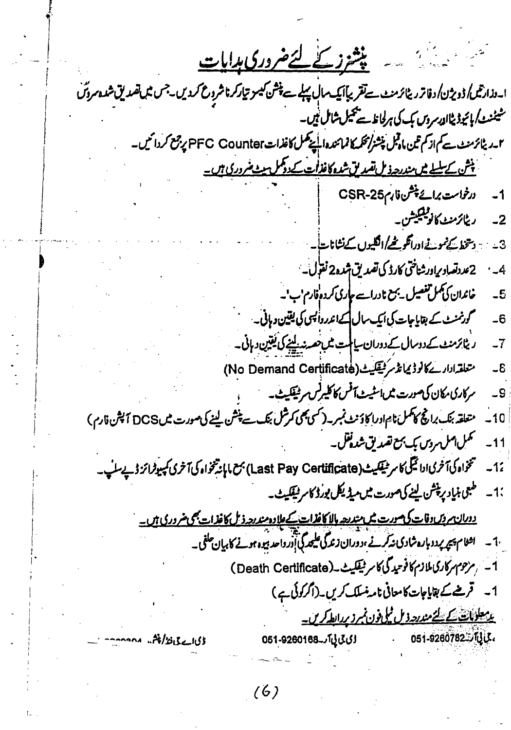# پنشنرز کے لئے ضروری ہدایات

۱۔ وزارتیں/ ڈویژن/ دفاتر ریٹائرمنٹ سے تقریباً ایک سال پہلے سے پنشن کیس تیار کرنا شروع کردیں۔ جس میں تصدیق شدہ سروس سٹیٹمنٹ/ بائیو ڈیٹا اور سروس بک کی ہر لحاظ سے تکمیل شامل ہیں۔

۲۔ ریٹائرمنٹ سے کم از کم تین ماہ قبل پنشنرز/ محکمہ کا نمائندہ اپنے مکمل کاغذات PFC Counter پر جمع کروائیں۔

پنشن کے سلسلے میں مندرجہ ذیل تصدیق شدہ کاغذات کے دو مکمل سیٹ ضروری ہیں۔

1۔ درخواست برائے پنشن فارم CSR-25

2۔ ریٹائرمنٹ کا نوٹیفیکیشن۔

3۔ دستخط کے نمونے اور انگوٹھے/ انگلیوں کے نشانات۔

4۔ 2 عدد تصاویر اور شناختی کارڈ کی تصدیق شدہ 2 نقول۔

5۔ خاندان کی مکمل تفصیل۔ بمع نادرا سے جاری کردہ فارم 'ب'۔

6۔ گورنمنٹ کے بقایاجات کی ایک سال کے اندر واپسی کی یقین دہانی۔

7۔ ریٹائرمنٹ کے دو سال کے دوران سیاست میں حصہ نہ لینے کی یقین دہانی۔

8۔ متعلقہ ادارے کا نو ڈیمانڈ سرٹیفکیٹ (No Demand Certificate)

9۔ سرکاری مکان کی صورت میں اسٹیٹ آفس کا کلیرنس سرٹیفکیٹ۔

10۔ متعلقہ بنک برانچ کا مکمل نام اور اکاؤنٹ نمبر۔ (کسی بھی کمرشل بنک سے پنشن لینے کی صورت میں DCS آپشن فارم)

11۔ مکمل اصل سروس بک بمع تصدیق شدہ نقل۔

12۔ تنخواہ کی آخری ادائیگی کا سرٹیفکیٹ (Last Pay Certificate) بمع ماہانہ تنخواہ کی آخری کمپیوٹرائزڈ پے سلپ۔

13۔ طبعی بنیاد پر پنشن لینے کی صورت میں میڈیکل بورڈ کا سرٹیفکیٹ۔

دوران سروس وفات کی صورت میں مندرجہ بالا کاغذات کے علاوہ مندرجہ ذیل کاغذات بھی ضروری ہیں۔

1۔ اشٹام پیپر پر دوبارہ شادی نہ کرنے، دوران زندگی علیحدگی اور واحد بیوہ ہونے کا بیان حلفی۔

1۔ مرحوم سرکاری ملازم کا فوتیدگی کا سرٹیفکیٹ۔ (Death Certificate)

1۔ قرضے کے بقایاجات کا معافی نامہ منسلک کریں۔ (اگر کوئی ہے)

مزید معلومات کے لئے مندرجہ ذیل ٹیلی فون نمبرز پر رابطہ کریں۔

جی پی آر 051-9260782، ڈی جی پی آر 051-9260168، ڈی اے جی فنڈز/ پنشن ...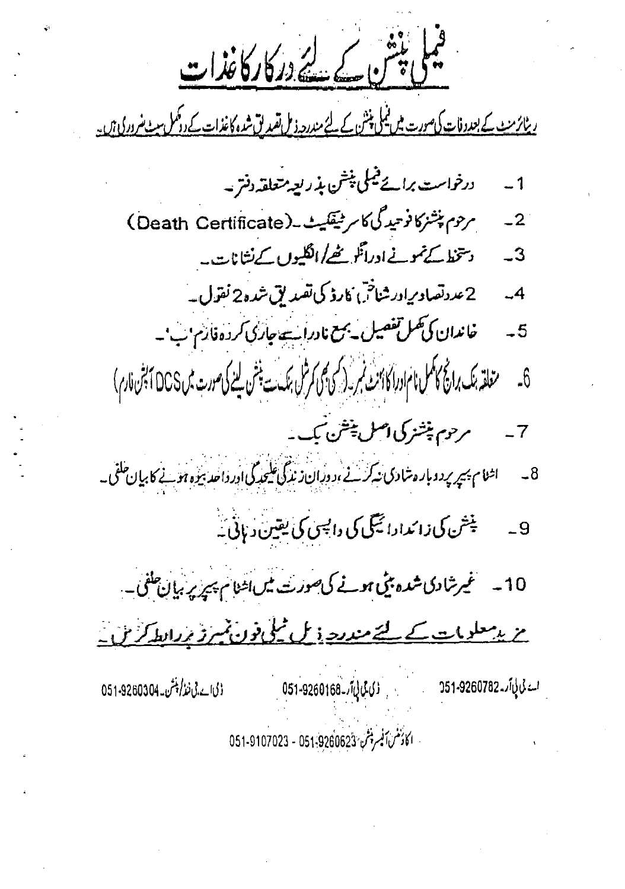# فیملی پنشن کے لئے درکار کاغذات

ریٹائرمنٹ کے بعد وفات کی صورت میں فیملی پنشن کے لئے مندرجہ ذیل تصدیق شدہ کاغذات کے دو مکمل سیٹ ضروری ہیں۔

1۔ درخواست برائے فیملی پنشن بذریعہ متعلقہ دفتر۔

2۔ مرحوم پنشنر کا فوتیدگی کا سرٹیفکیٹ۔(Death Certificate)

3۔ دستخط کے نمونے اور انگوٹھے/انگلیوں کے نشانات۔

4۔ 2 عدد تصاویر اور شناختی کارڈ کی تصدیق شدہ 2 نقول۔

5۔ خاندان کی مکمل تفصیل۔ بمع نادرا سے جاری کردہ فارم 'ب'۔

6۔ متعلقہ بنک برانچ کا مکمل نام اور اکاؤنٹ نمبر۔ (کسی بھی کمرشل بنک سے پنشن لینے کی صورت میں DCS آپشن فارم)

7۔ مرحوم پنشنر کی اصل پنشن بک۔

8۔ اشٹام پیپر پر دوبارہ شادی نہ کرنے، دوران زندگی علیحدگی اور واحد بیوہ ہونے کا بیان حلفی۔

9۔ پنشن کی زائد ادائیگی کی واپسی کی یقین دہانی۔

10۔ غیر شادی شدہ بیٹی ہونے کی صورت میں اشٹام پیپر پر بیان حلفی۔

**مزید معلومات کے لئے مندرجہ ذیل ٹیلی فون نمبرز پر رابطہ کریں۔**

اے پی پی آر۔ 051-9260782 &nbsp;&nbsp;&nbsp; ڈی پی پی آر۔ 051-9260168 &nbsp;&nbsp;&nbsp; ڈی اے پی فنڈ/پنشن۔ 051-9260304

اکاؤنٹس آفیسر پنشن 051-9260623 - 051-9107023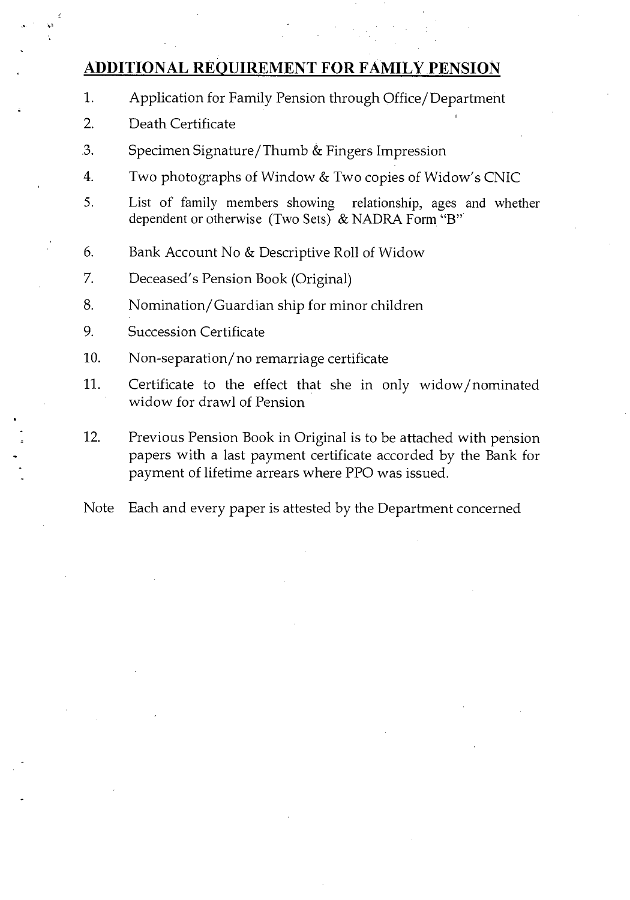## ADDITIONAL REQUIREMENT FOR FAMILY PENSION

1. Application for Family Pension through Office/Department
2. Death Certificate
3. Specimen Signature/Thumb & Fingers Impression
4. Two photographs of Window & Two copies of Widow's CNIC
5. List of family members showing relationship, ages and whether dependent or otherwise (Two Sets) & NADRA Form "B"
6. Bank Account No & Descriptive Roll of Widow
7. Deceased's Pension Book (Original)
8. Nomination/Guardian ship for minor children
9. Succession Certificate
10. Non-separation/no remarriage certificate
11. Certificate to the effect that she in only widow/nominated widow for drawl of Pension
12. Previous Pension Book in Original is to be attached with pension papers with a last payment certificate accorded by the Bank for payment of lifetime arrears where PPO was issued.

Note Each and every paper is attested by the Department concerned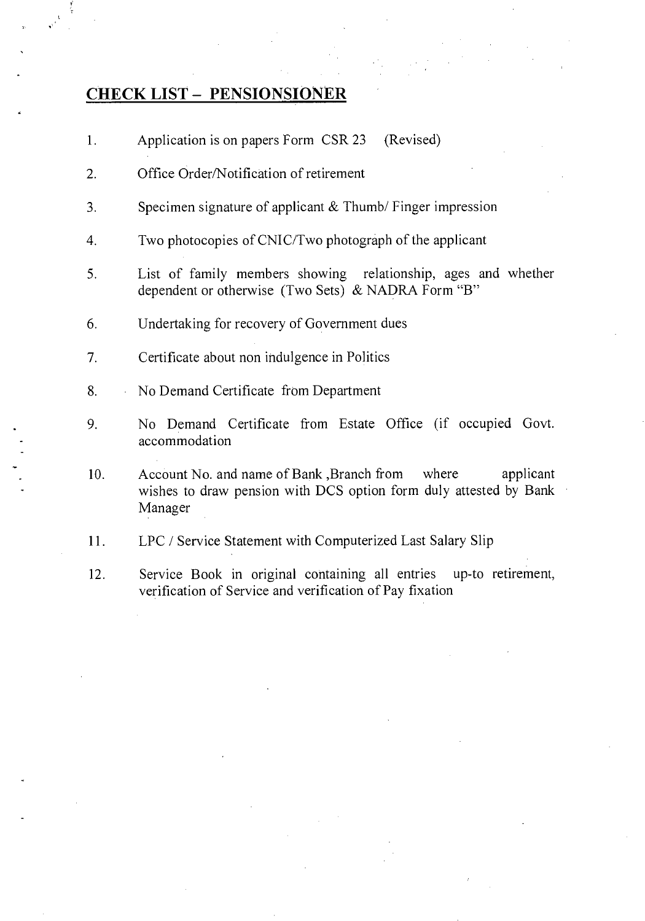## CHECK LIST – PENSIONSIONER

1. Application is on papers Form CSR 23 (Revised)
2. Office Order/Notification of retirement
3. Specimen signature of applicant & Thumb/ Finger impression
4. Two photocopies of CNIC/Two photograph of the applicant
5. List of family members showing relationship, ages and whether dependent or otherwise (Two Sets) & NADRA Form "B"
6. Undertaking for recovery of Government dues
7. Certificate about non indulgence in Politics
8. No Demand Certificate from Department
9. No Demand Certificate from Estate Office (if occupied Govt. accommodation
10. Account No. and name of Bank ,Branch from where applicant wishes to draw pension with DCS option form duly attested by Bank Manager
11. LPC / Service Statement with Computerized Last Salary Slip
12. Service Book in original containing all entries up-to retirement, verification of Service and verification of Pay fixation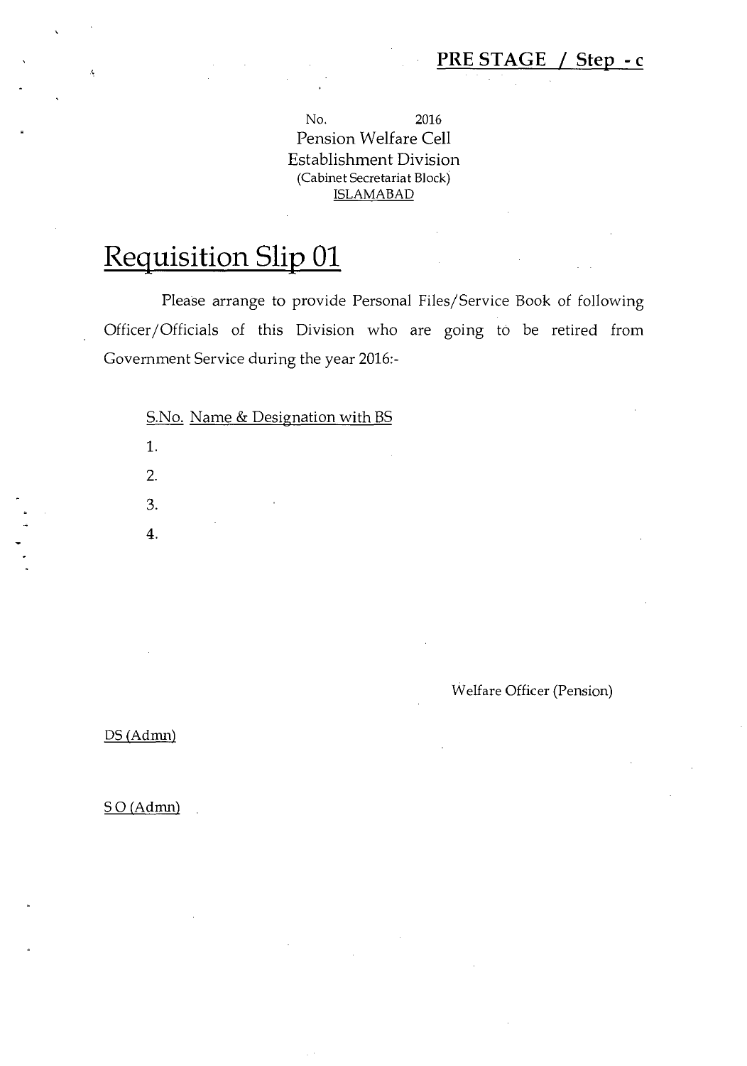**PRE STAGE / Step - c**

No. 2016
Pension Welfare Cell
Establishment Division
(Cabinet Secretariat Block)
ISLAMABAD

# Requisition Slip 01

Please arrange to provide Personal Files/Service Book of following Officer/Officials of this Division who are going to be retired from Government Service during the year 2016:-

S.No. Name & Designation with BS

1.
2.
3.
4.

Welfare Officer (Pension)

DS (Admn)

S O (Admn)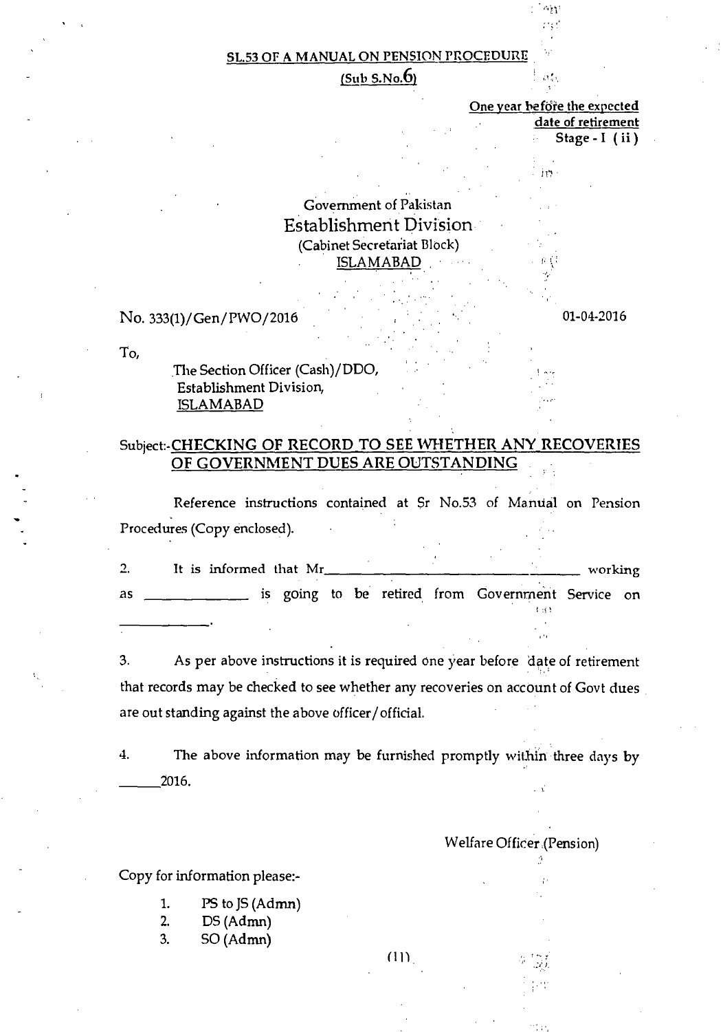**SL.53 OF A MANUAL ON PENSION PROCEDURE**
**(Sub S.No.6)**

**One year before the expected date of retirement**
**Stage - I ( ii )**

Government of Pakistan
Establishment Division
(Cabinet Secretariat Block)
ISLAMABAD

No. 333(1)/Gen/PWO/2016 &nbsp;&nbsp;&nbsp;&nbsp;&nbsp;&nbsp;&nbsp;&nbsp; 01-04-2016

To,

The Section Officer (Cash)/DDO,
Establishment Division,
ISLAMABAD

Subject:-**CHECKING OF RECORD TO SEE WHETHER ANY RECOVERIES OF GOVERNMENT DUES ARE OUTSTANDING**

Reference instructions contained at Sr No.53 of Manual on Pension Procedures (Copy enclosed).

2. It is informed that Mr________________________________ working as _____________ is going to be retired from Government Service on ____________.

3. As per above instructions it is required one year before date of retirement that records may be checked to see whether any recoveries on account of Govt dues are out standing against the above officer/official.

4. The above information may be furnished promptly within three days by _____2016.

Welfare Officer (Pension)

Copy for information please:-

1. PS to JS (Admn)
2. DS (Admn)
3. SO (Admn)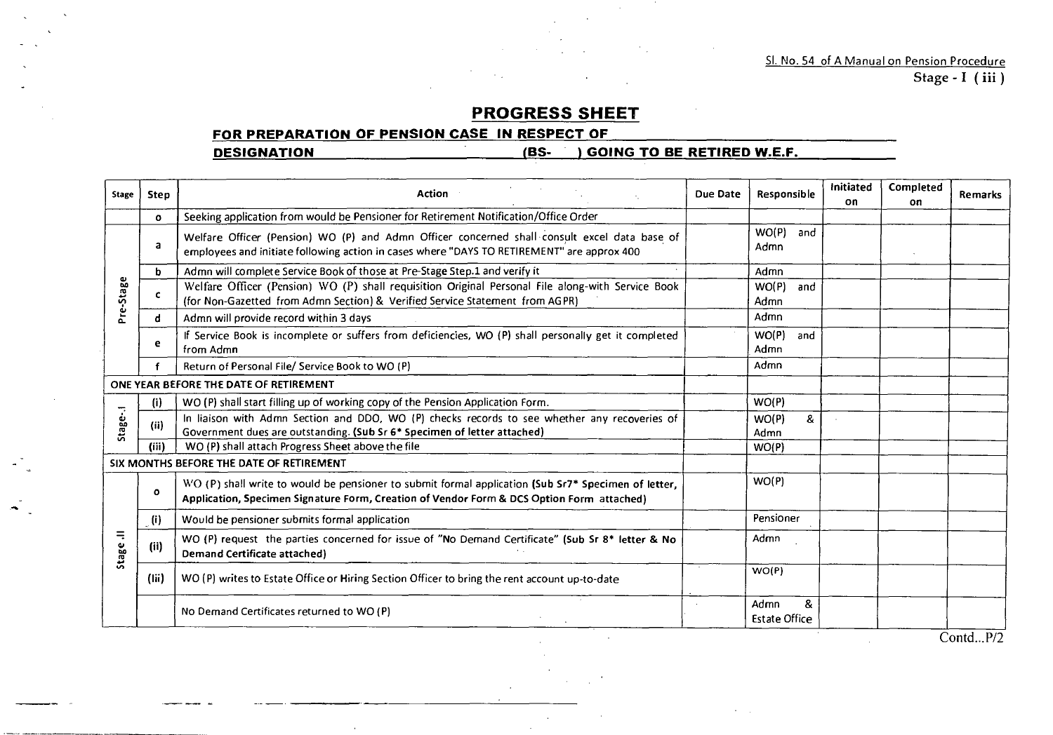Sl. No. 54 of A Manual on Pension Procedure

Stage - I ( iii )

# PROGRESS SHEET

**FOR PREPARATION OF PENSION CASE IN RESPECT OF \_\_\_\_\_\_\_\_\_\_\_\_\_\_\_\_\_\_\_\_**

**DESIGNATION \_\_\_\_\_\_\_\_\_\_\_\_\_\_\_\_ (BS- ) GOING TO BE RETIRED W.E.F. \_\_\_\_\_\_\_\_\_\_**

| Stage | Step | Action | Due Date | Responsible | Initiated on | Completed on | Remarks |
|---|---|---|---|---|---|---|---|
| | o | Seeking application from would be Pensioner for Retirement Notification/Office Order | | | | | |
| Pre-Stage | a | Welfare Officer (Pension) WO (P) and Admn Officer concerned shall consult excel data base of employees and initiate following action in cases where "DAYS TO RETIREMENT" are approx 400 | | WO(P) and Admn | | | |
| | b | Admn will complete Service Book of those at Pre-Stage Step.1 and verify it | | Admn | | | |
| | c | Welfare Officer (Pension) WO (P) shall requisition Original Personal File along-with Service Book (for Non-Gazetted from Admn Section) & Verified Service Statement from AGPR) | | WO(P) and Admn | | | |
| | d | Admn will provide record within 3 days | | Admn | | | |
| | e | If Service Book is incomplete or suffers from deficiencies, WO (P) shall personally get it completed from Admn | | WO(P) and Admn | | | |
| | f | Return of Personal File/ Service Book to WO (P) | | Admn | | | |
| ONE YEAR BEFORE THE DATE OF RETIREMENT | | | | | | | |
| Stage-I | (i) | WO (P) shall start filling up of working copy of the Pension Application Form. | | WO(P) | | | |
| | (ii) | In liaison with Admn Section and DDO, WO (P) checks records to see whether any recoveries of Government dues are outstanding. **(Sub Sr 6\* Specimen of letter attached)** | | WO(P) & Admn | | | |
| | (iii) | WO (P) shall attach Progress Sheet above the file | | WO(P) | | | |
| SIX MONTHS BEFORE THE DATE OF RETIREMENT | | | | | | | |
| Stage .II | o | WO (P) shall write to would be pensioner to submit formal application **(Sub Sr7\* Specimen of letter, Application, Specimen Signature Form, Creation of Vendor Form & DCS Option Form attached)** | | WO(P) | | | |
| | (i) | Would be pensioner submits formal application | | Pensioner | | | |
| | (ii) | WO (P) request the parties concerned for issue of "No Demand Certificate" **(Sub Sr 8\* letter & No Demand Certificate attached)** | | Admn | | | |
| | (iii) | WO (P) writes to Estate Office or Hiring Section Officer to bring the rent account up-to-date | | WO(P) | | | |
| | | No Demand Certificates returned to WO (P) | | Admn & Estate Office | | | |

Contd...P/2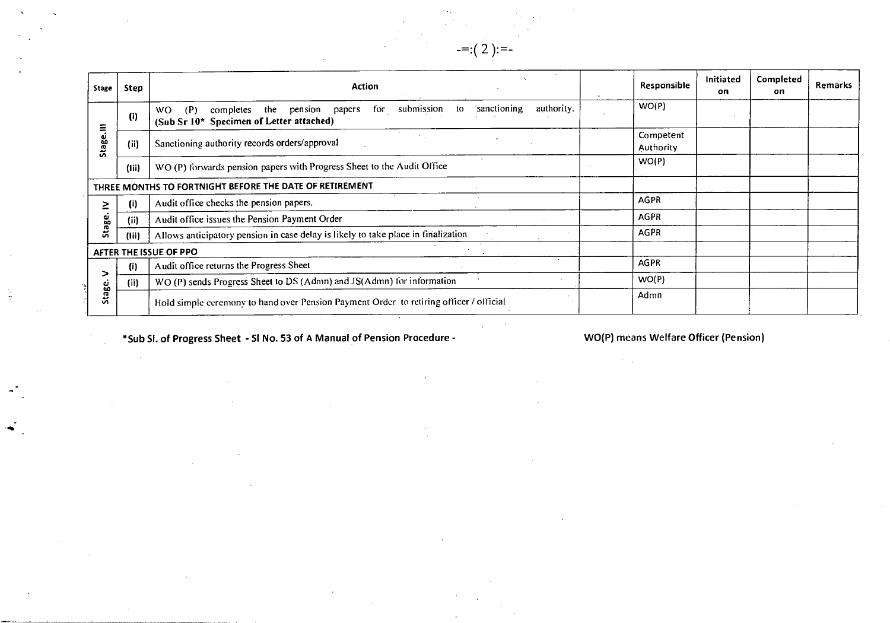-=:( 2 ):=-

| Stage | Step | Action | Responsible | Initiated on | Completed on | Remarks |
|---|---|---|---|---|---|---|
| Stage.III | (i) | WO (P) completes the pension papers for submission to sanctioning authority. **(Sub Sr 10* Specimen of Letter attached)** | WO(P) | | | |
| | (ii) | Sanctioning authority records orders/approval | Competent Authority | | | |
| | (iii) | WO (P) forwards pension papers with Progress Sheet to the Audit Office | WO(P) | | | |
| **THREE MONTHS TO FORTNIGHT BEFORE THE DATE OF RETIREMENT** | | | | | | |
| Stage. IV | (i) | Audit office checks the pension papers. | AGPR | | | |
| | (ii) | Audit office issues the Pension Payment Order | AGPR | | | |
| | (iii) | Allows anticipatory pension in case delay is likely to take place in finalization | AGPR | | | |
| **AFTER THE ISSUE OF PPO** | | | | | | |
| Stage. V | (i) | Audit office returns the Progress Sheet | AGPR | | | |
| | (ii) | WO (P) sends Progress Sheet to DS (Admn) and JS(Admn) for information | WO(P) | | | |
| | | Hold simple ceremony to hand over Pension Payment Order to retiring officer / official | Admn | | | |

**\*Sub Sl. of Progress Sheet - Sl No. 53 of A Manual of Pension Procedure -**

**WO(P) means Welfare Officer (Pension)**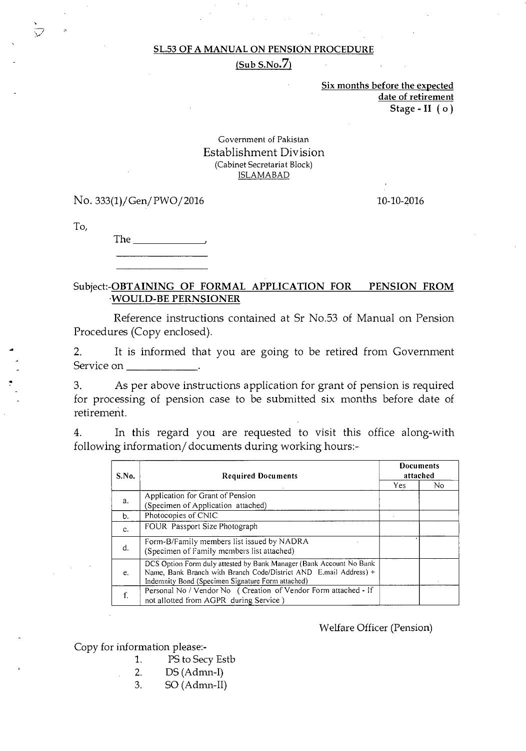**SL.53 OF A MANUAL ON PENSION PROCEDURE**

**(Sub S.No.7)**

**Six months before the expected date of retirement**
**Stage - II ( o )**

Government of Pakistan
Establishment Division
(Cabinet Secretariat Block)
ISLAMABAD

No. 333(1)/Gen/PWO/2016 10-10-2016

To,

The ______________,
____________________
____________________

Subject:-**OBTAINING OF FORMAL APPLICATION FOR PENSION FROM WOULD-BE PERNSIONER**

Reference instructions contained at Sr No.53 of Manual on Pension Procedures (Copy enclosed).

2. It is informed that you are going to be retired from Government Service on _____________.

3. As per above instructions application for grant of pension is required for processing of pension case to be submitted six months before date of retirement.

4. In this regard you are requested to visit this office along-with following information/documents during working hours:-

| S.No. | Required Documents | Documents attached | |
|---|---|---|---|
| | | Yes | No |
| a. | Application for Grant of Pension (Specimen of Application attached) | | |
| b. | Photocopies of CNIC | | |
| c. | FOUR Passport Size Photograph | | |
| d. | Form-B/Family members list issued by NADRA (Specimen of Family members list attached) | | |
| e. | DCS Option Form duly attested by Bank Manager (Bank Account No Bank Name, Bank Branch with Branch Code/District AND E.mail Address) + Indemnity Bond (Specimen Signature Form attached) | | |
| f. | Personal No / Vendor No ( Creation of Vendor Form attached - If not allotted from AGPR during Service ) | | |

Welfare Officer (Pension)

Copy for information please:-

1. PS to Secy Estb
2. DS (Admn-I)
3. SO (Admn-II)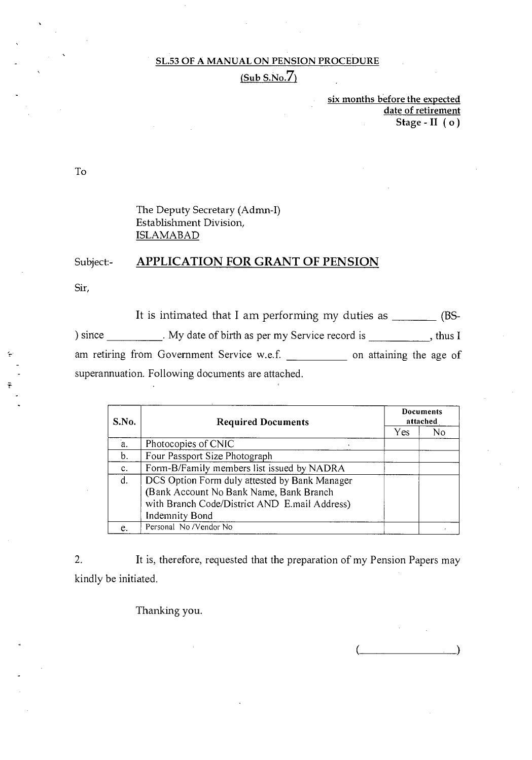**SL.53 OF A MANUAL ON PENSION PROCEDURE**

**(Sub S.No.7)**

**six months before the expected date of retirement**
**Stage - II ( o )**

To

The Deputy Secretary (Admn-I)
Establishment Division,
ISLAMABAD

Subject:- **APPLICATION FOR GRANT OF PENSION**

Sir,

It is intimated that I am performing my duties as _______ (BS- ) since __________. My date of birth as per my Service record is __________, thus I am retiring from Government Service w.e.f. __________ on attaining the age of superannuation. Following documents are attached.

| S.No. | Required Documents | Documents attached | |
|---|---|---|---|
| | | Yes | No |
| a. | Photocopies of CNIC | | |
| b. | Four Passport Size Photograph | | |
| c. | Form-B/Family members list issued by NADRA | | |
| d. | DCS Option Form duly attested by Bank Manager (Bank Account No Bank Name, Bank Branch with Branch Code/District AND E.mail Address) Indemnity Bond | | |
| e. | Personal No /Vendor No | | |

2. It is, therefore, requested that the preparation of my Pension Papers may kindly be initiated.

Thanking you.

(__________________)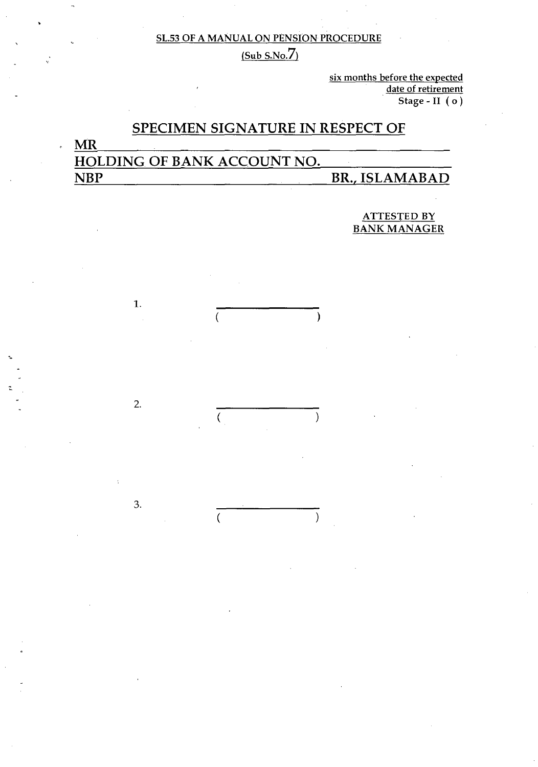**SL.53 OF A MANUAL ON PENSION PROCEDURE**

**(Sub S.No.7)**

six months before the expected date of retirement
Stage - II ( o )

## SPECIMEN SIGNATURE IN RESPECT OF

**MR** ______________________________________________

**HOLDING OF BANK ACCOUNT NO.** ____________________

**NBP** ______________________________ **BR., ISLAMABAD**

**ATTESTED BY BANK MANAGER**

1. ________________
   ( &nbsp;&nbsp;&nbsp;&nbsp;&nbsp;&nbsp;&nbsp;&nbsp;&nbsp;&nbsp;&nbsp;&nbsp; )

2. ________________
   ( &nbsp;&nbsp;&nbsp;&nbsp;&nbsp;&nbsp;&nbsp;&nbsp;&nbsp;&nbsp;&nbsp;&nbsp; )

3. ________________
   ( &nbsp;&nbsp;&nbsp;&nbsp;&nbsp;&nbsp;&nbsp;&nbsp;&nbsp;&nbsp;&nbsp;&nbsp; )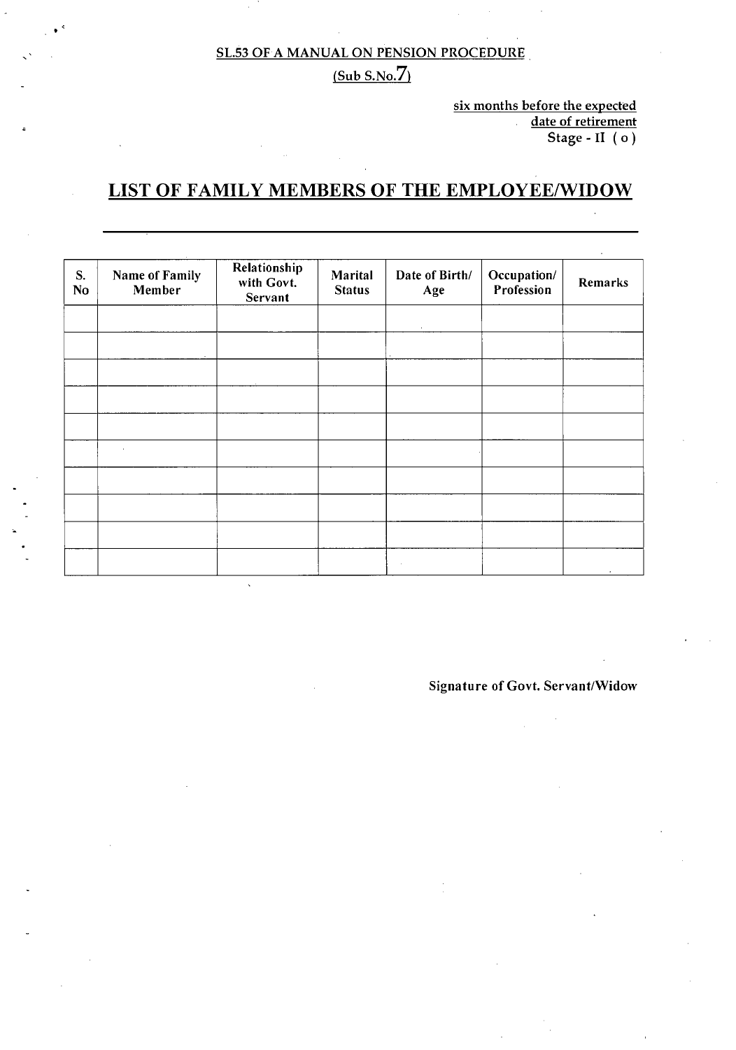**SL.53 OF A MANUAL ON PENSION PROCEDURE**

**(Sub S.No.7)**

six months before the expected date of retirement
Stage - II ( o )

# LIST OF FAMILY MEMBERS OF THE EMPLOYEE/WIDOW

| S. No | Name of Family Member | Relationship with Govt. Servant | Marital Status | Date of Birth/ Age | Occupation/ Profession | Remarks |
|---|---|---|---|---|---|---|
| | | | | | | |
| | | | | | | |
| | | | | | | |
| | | | | | | |
| | | | | | | |
| | | | | | | |
| | | | | | | |
| | | | | | | |
| | | | | | | |
| | | | | | | |

Signature of Govt. Servant/Widow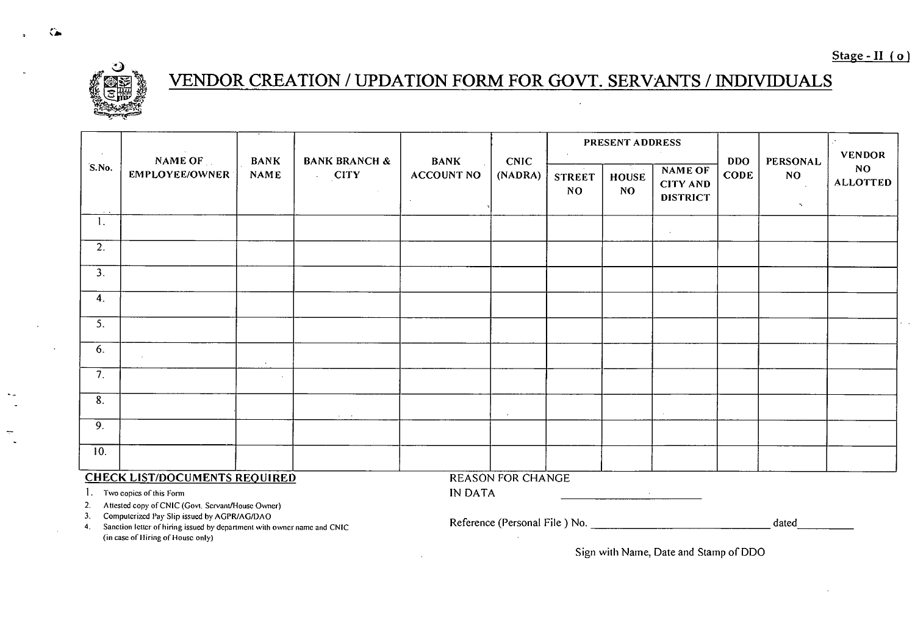Stage - II ( o )

# VENDOR CREATION / UPDATION FORM FOR GOVT. SERVANTS / INDIVIDUALS

| S.No. | NAME OF EMPLOYEE/OWNER | BANK NAME | BANK BRANCH & CITY | BANK ACCOUNT NO | CNIC (NADRA) | PRESENT ADDRESS | | | DDO CODE | PERSONAL NO | VENDOR NO ALLOTTED |
|---|---|---|---|---|---|---|---|---|---|---|---|
| | | | | | | STREET NO | HOUSE NO | NAME OF CITY AND DISTRICT | | | |
| 1. | | | | | | | | | | | |
| 2. | | | | | | | | | | | |
| 3. | | | | | | | | | | | |
| 4. | | | | | | | | | | | |
| 5. | | | | | | | | | | | |
| 6. | | | | | | | | | | | |
| 7. | | | | | | | | | | | |
| 8. | | | | | | | | | | | |
| 9. | | | | | | | | | | | |
| 10. | | | | | | | | | | | |

**CHECK LIST/DOCUMENTS REQUIRED**

1. Two copies of this Form
2. Attested copy of CNIC (Govt. Servant/House Owner)
3. Computerized Pay Slip issued by AGPR/AG/DAO
4. Sanction letter of hiring issued by department with owner name and CNIC (in case of Hiring of House only)

REASON FOR CHANGE IN DATA ____________________

Reference (Personal File ) No. ____________________ dated__________

Sign with Name, Date and Stamp of DDO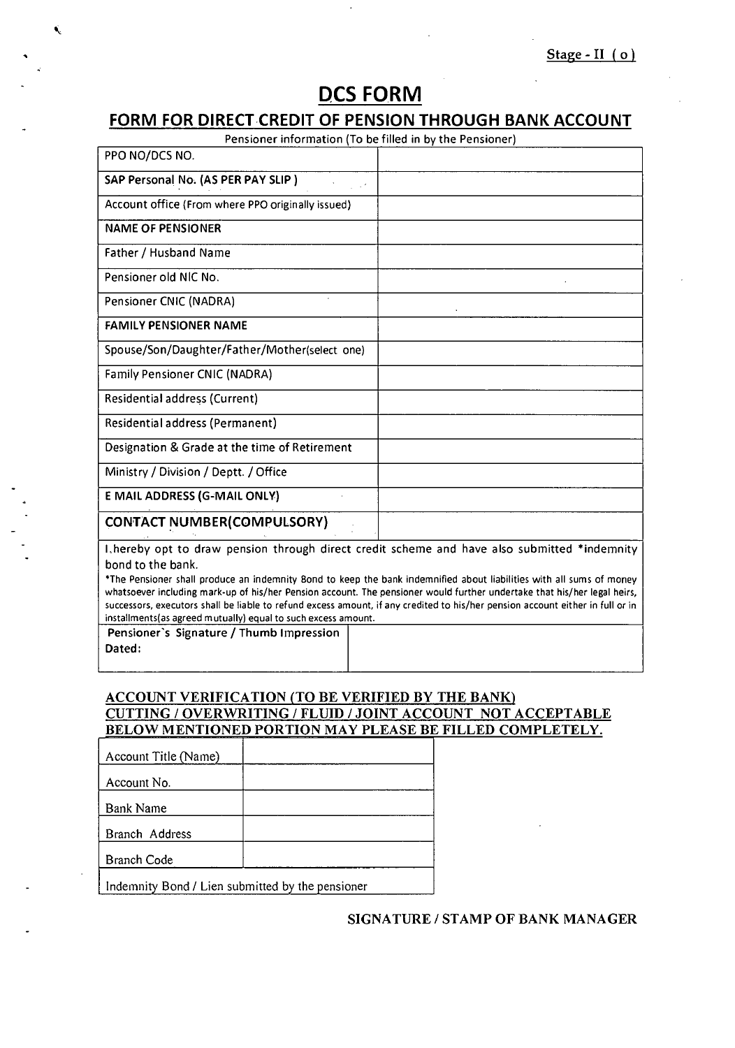Stage - II ( o )

# DCS FORM

## FORM FOR DIRECT CREDIT OF PENSION THROUGH BANK ACCOUNT

Pensioner information (To be filled in by the Pensioner)

| PPO NO/DCS NO. | |
|---|---|
| **SAP Personal No. (AS PER PAY SLIP )** | |
| Account office (From where PPO originally issued) | |
| **NAME OF PENSIONER** | |
| Father / Husband Name | |
| Pensioner old NIC No. | |
| Pensioner CNIC (NADRA) | |
| **FAMILY PENSIONER NAME** | |
| Spouse/Son/Daughter/Father/Mother(select one) | |
| Family Pensioner CNIC (NADRA) | |
| Residential address (Current) | |
| Residential address (Permanent) | |
| Designation & Grade at the time of Retirement | |
| Ministry / Division / Deptt. / Office | |
| **E MAIL ADDRESS (G-MAIL ONLY)** | |
| **CONTACT NUMBER(COMPULSORY)** | |

I, hereby opt to draw pension through direct credit scheme and have also submitted *indemnity bond to the bank.

*The Pensioner shall produce an indemnity Bond to keep the bank indemnified about liabilities with all sums of money whatsoever including mark-up of his/her Pension account. The pensioner would further undertake that his/her legal heirs, successors, executors shall be liable to refund excess amount, if any credited to his/her pension account either in full or in installments(as agreed mutually) equal to such excess amount.

| **Pensioner`s Signature / Thumb Impression**<br>**Dated:** | |
|---|---|

**ACCOUNT VERIFICATION (TO BE VERIFIED BY THE BANK)**
**CUTTING / OVERWRITING / FLUID / JOINT ACCOUNT NOT ACCEPTABLE**
**BELOW MENTIONED PORTION MAY PLEASE BE FILLED COMPLETELY.**

| Account Title (Name) | |
|---|---|
| Account No. | |
| Bank Name | |
| Branch Address | |
| Branch Code | |
| Indemnity Bond / Lien submitted by the pensioner | |

**SIGNATURE / STAMP OF BANK MANAGER**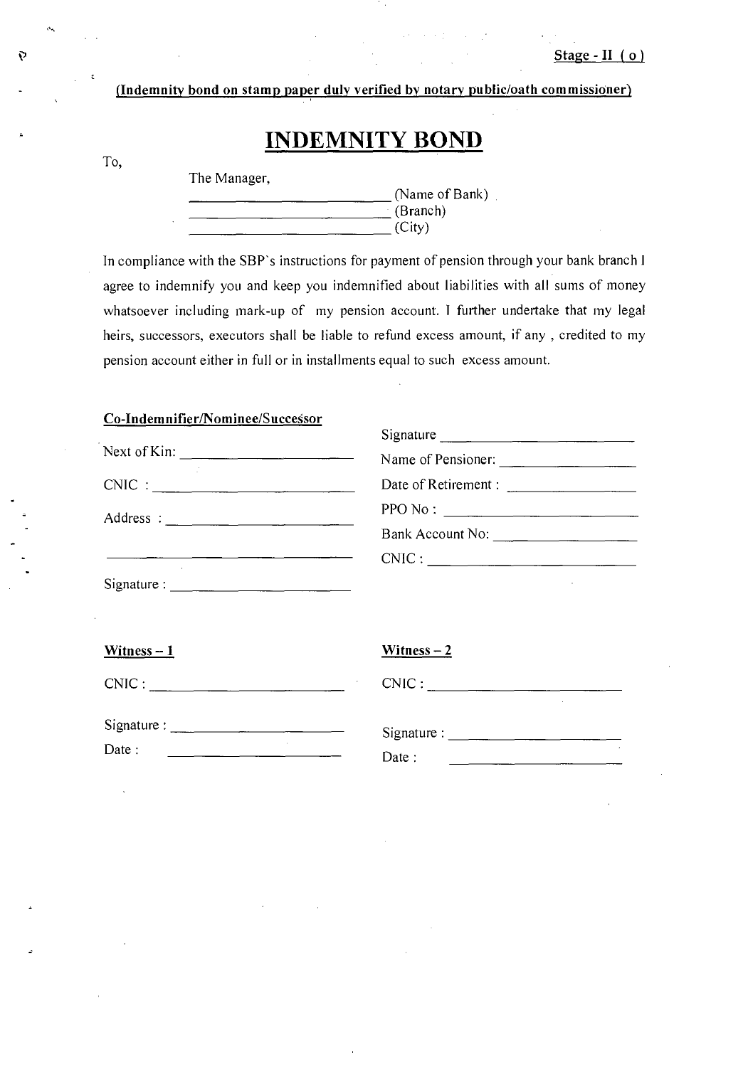**Stage - II ( o )**

**(Indemnity bond on stamp paper duly verified by notary public/oath commissioner)**

# INDEMNITY BOND

To,

The Manager,
_________________________ (Name of Bank)
_________________________ (Branch)
_________________________ (City)

In compliance with the SBP`s instructions for payment of pension through your bank branch I agree to indemnify you and keep you indemnified about liabilities with all sums of money whatsoever including mark-up of my pension account. I further undertake that my legal heirs, successors, executors shall be liable to refund excess amount, if any , credited to my pension account either in full or in installments equal to such excess amount.

**Co-Indemnifier/Nominee/Successor**

Next of Kin: _________________________

CNIC : _________________________

Address : _________________________

_________________________

Signature : _________________________

Signature _________________________

Name of Pensioner: _________________________

Date of Retirement : _________________________

PPO No : _________________________

Bank Account No: _________________________

CNIC : _________________________

**Witness – 1**

CNIC : _________________________

Signature : _________________________

Date : _________________________

**Witness – 2**

CNIC : _________________________

Signature : _________________________

Date : _________________________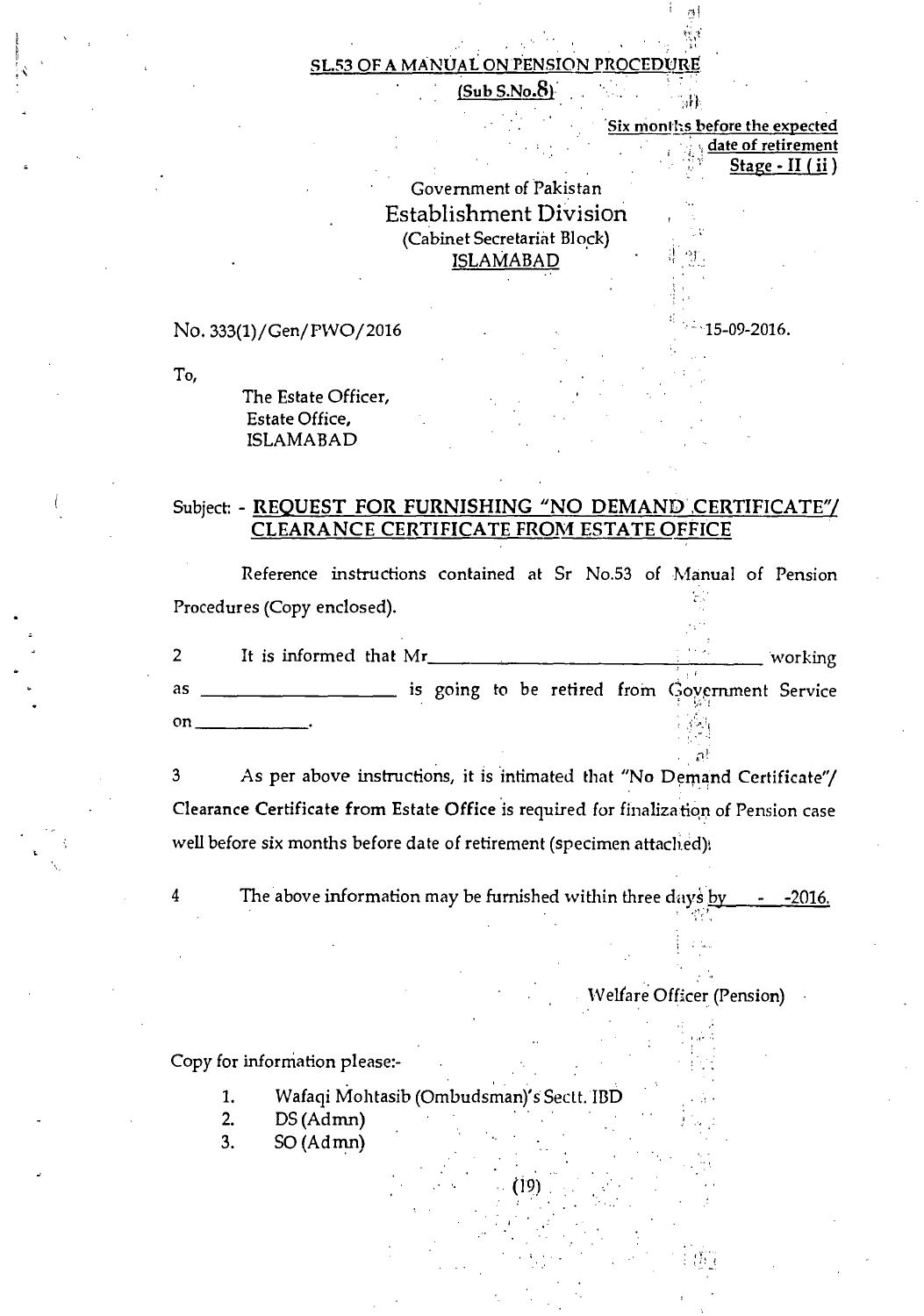**SL.53 OF A MANUAL ON PENSION PROCEDURE**

**(Sub S.No.8)**

**Six months before the expected date of retirement**
**Stage - II (ii)**

Government of Pakistan
Establishment Division
(Cabinet Secretariat Block)
ISLAMABAD

No. 333(1)/Gen/PWO/2016 15-09-2016.

To,

The Estate Officer,
Estate Office,
ISLAMABAD

Subject: - **REQUEST FOR FURNISHING "NO DEMAND CERTIFICATE"/ CLEARANCE CERTIFICATE FROM ESTATE OFFICE**

Reference instructions contained at Sr No.53 of Manual of Pension Procedures (Copy enclosed).

2 It is informed that Mr\_\_\_\_\_\_\_\_\_\_\_\_\_\_\_\_\_\_\_\_\_\_\_\_\_\_\_\_\_\_ working as \_\_\_\_\_\_\_\_\_\_\_\_\_\_\_\_\_\_ is going to be retired from Government Service on\_\_\_\_\_\_\_\_\_\_\_\_.

3 As per above instructions, it is intimated that "No Demand Certificate"/ Clearance Certificate from Estate Office is required for finalization of Pension case well before six months before date of retirement (specimen attached).

4 The above information may be furnished within three days by \_\_\_ - \_\_\_-2016.

Welfare Officer (Pension)

Copy for information please:-

1. Wafaqi Mohtasib (Ombudsman)'s Sectt. IBD
2. DS (Admn)
3. SO (Admn)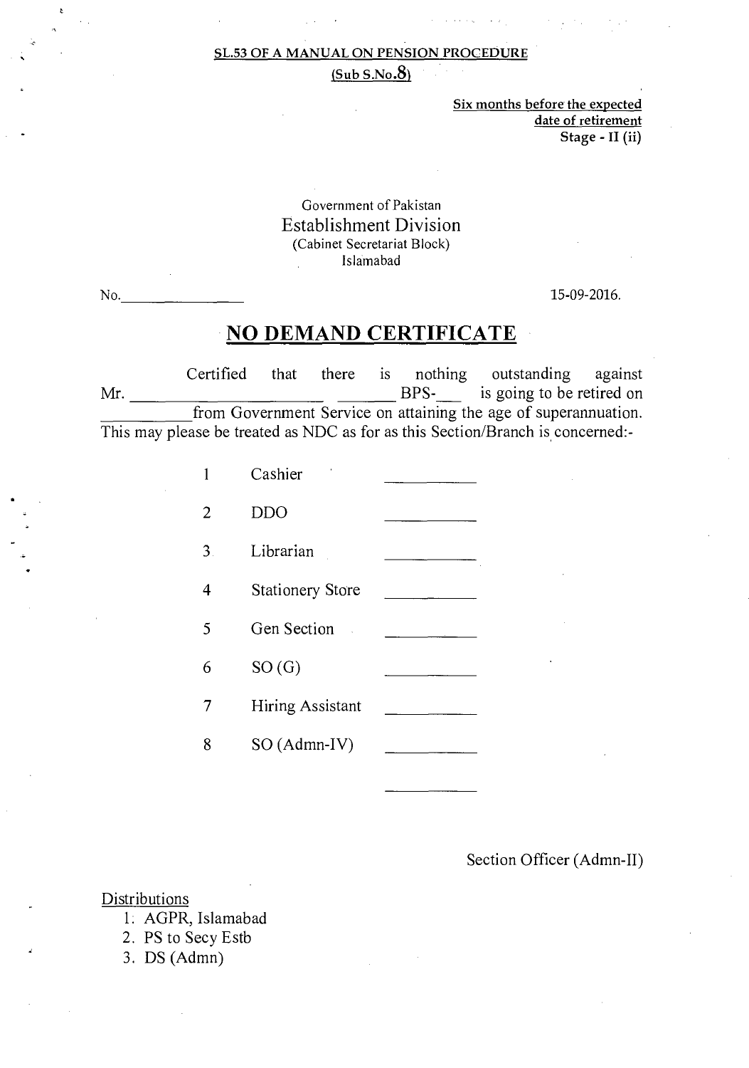**SL.53 OF A MANUAL ON PENSION PROCEDURE**

**(Sub S.No.8)**

**Six months before the expected date of retirement**
**Stage - II (ii)**

Government of Pakistan
Establishment Division
(Cabinet Secretariat Block)
Islamabad

No.________________ 15-09-2016.

# NO DEMAND CERTIFICATE

Certified that there is nothing outstanding against Mr. ______________________ _______ BPS-___ is going to be retired on __________ from Government Service on attaining the age of superannuation. This may please be treated as NDC as for as this Section/Branch is concerned:-

| | | |
|---|---|---|
| 1 | Cashier | __________ |
| 2 | DDO | __________ |
| 3 | Librarian | __________ |
| 4 | Stationery Store | __________ |
| 5 | Gen Section | __________ |
| 6 | SO (G) | __________ |
| 7 | Hiring Assistant | __________ |
| 8 | SO (Admn-IV) | __________ |
| | | __________ |

Section Officer (Admn-II)

Distributions

1. AGPR, Islamabad
2. PS to Secy Estb
3. DS (Admn)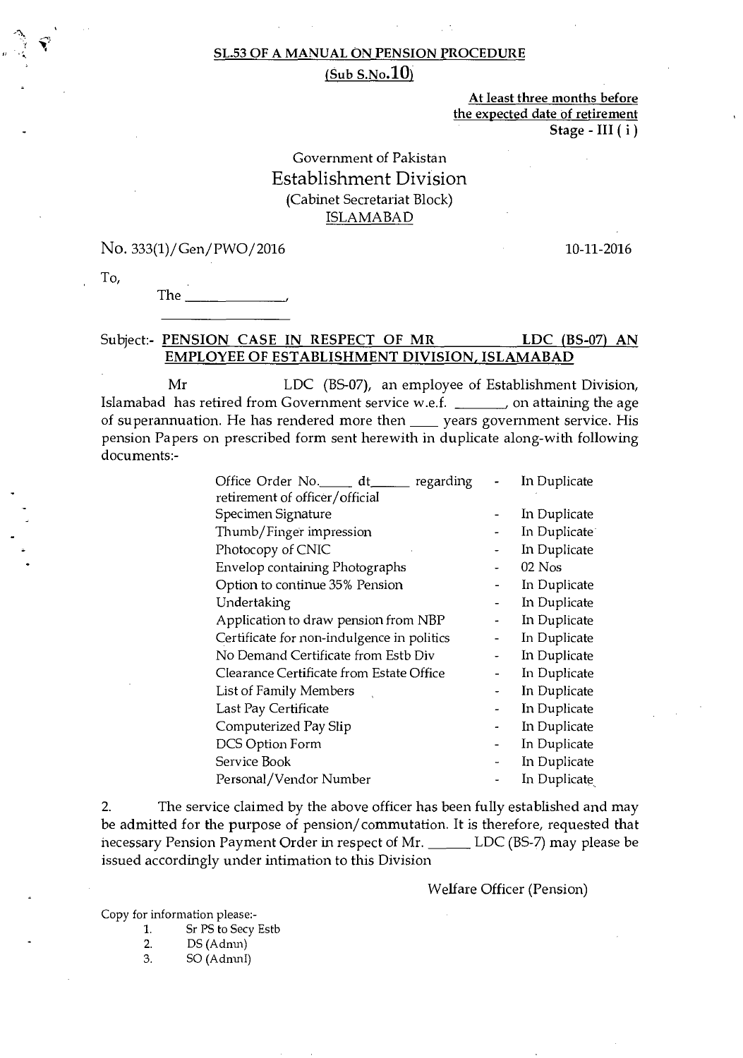**SL.53 OF A MANUAL ON PENSION PROCEDURE**

**(Sub S.No.10)**

**At least three months before the expected date of retirement**

**Stage - III ( i )**

Government of Pakistan

Establishment Division

(Cabinet Secretariat Block)

ISLAMABAD

No. 333(1)/Gen/PWO/2016 10-11-2016

To,

The ______________,

______________

Subject:- **PENSION CASE IN RESPECT OF MR ________ LDC (BS-07) AN EMPLOYEE OF ESTABLISHMENT DIVISION, ISLAMABAD**

Mr ________ LDC (BS-07), an employee of Establishment Division, Islamabad has retired from Government service w.e.f. _______, on attaining the age of superannuation. He has rendered more then ____ years government service. His pension Papers on prescribed form sent herewith in duplicate along-with following documents:-

| Document | | Copies |
|---|---|---|
| Office Order No.____ dt_____ regarding retirement of officer/official | - | In Duplicate |
| Specimen Signature | - | In Duplicate |
| Thumb/Finger impression | - | In Duplicate |
| Photocopy of CNIC | - | In Duplicate |
| Envelop containing Photographs | - | 02 Nos |
| Option to continue 35% Pension | - | In Duplicate |
| Undertaking | - | In Duplicate |
| Application to draw pension from NBP | - | In Duplicate |
| Certificate for non-indulgence in politics | - | In Duplicate |
| No Demand Certificate from Estb Div | - | In Duplicate |
| Clearance Certificate from Estate Office | - | In Duplicate |
| List of Family Members | - | In Duplicate |
| Last Pay Certificate | - | In Duplicate |
| Computerized Pay Slip | - | In Duplicate |
| DCS Option Form | - | In Duplicate |
| Service Book | - | In Duplicate |
| Personal/Vendor Number | - | In Duplicate |

2. The service claimed by the above officer has been fully established and may be admitted for the purpose of pension/commutation. It is therefore, requested that necessary Pension Payment Order in respect of Mr. ______ LDC (BS-7) may please be issued accordingly under intimation to this Division

Welfare Officer (Pension)

Copy for information please:-

1. Sr PS to Secy Estb
2. DS (Admn)
3. SO (AdmnI)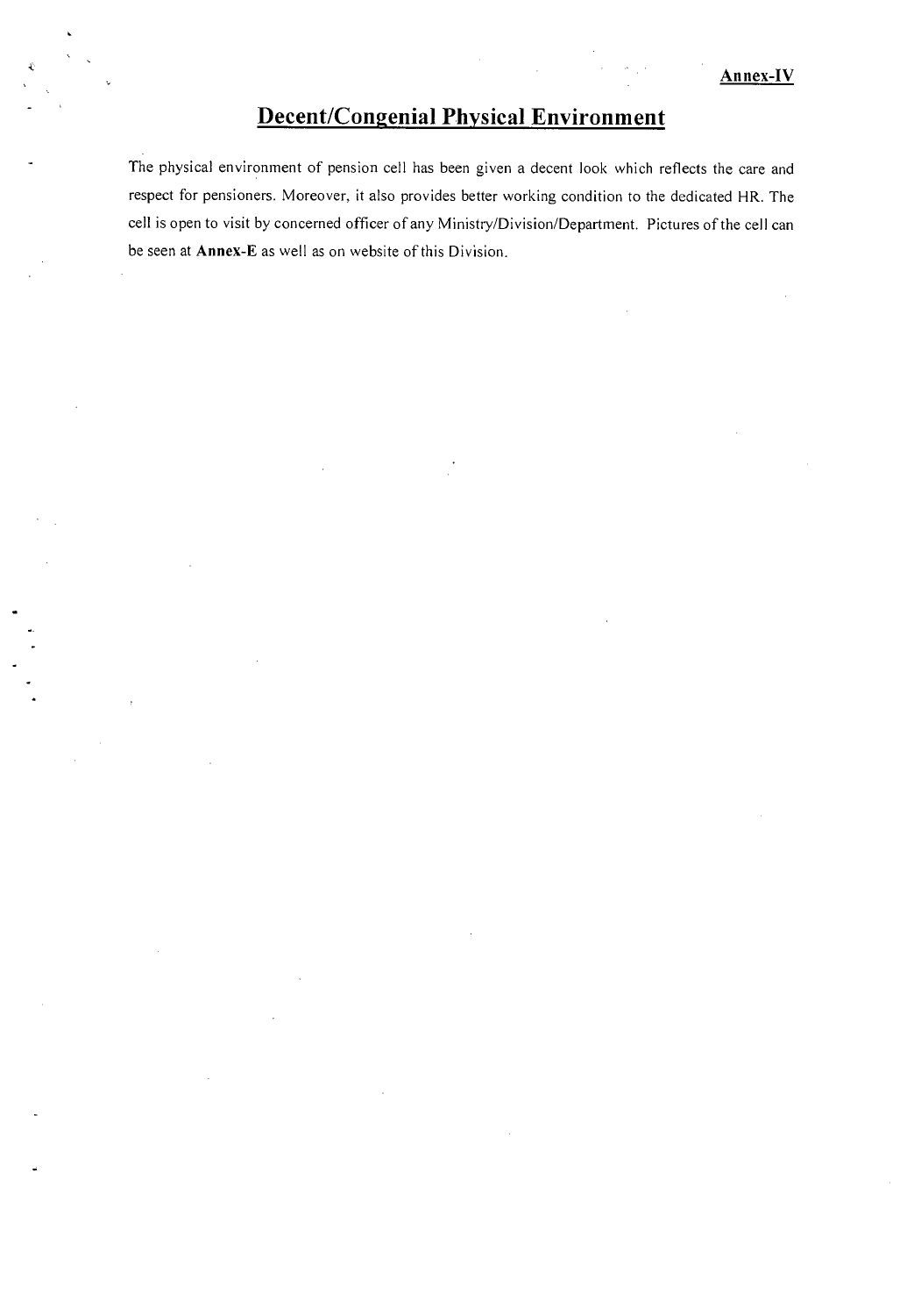**Annex-IV**

# Decent/Congenial Physical Environment

The physical environment of pension cell has been given a decent look which reflects the care and respect for pensioners. Moreover, it also provides better working condition to the dedicated HR. The cell is open to visit by concerned officer of any Ministry/Division/Department. Pictures of the cell can be seen at **Annex-E** as well as on website of this Division.